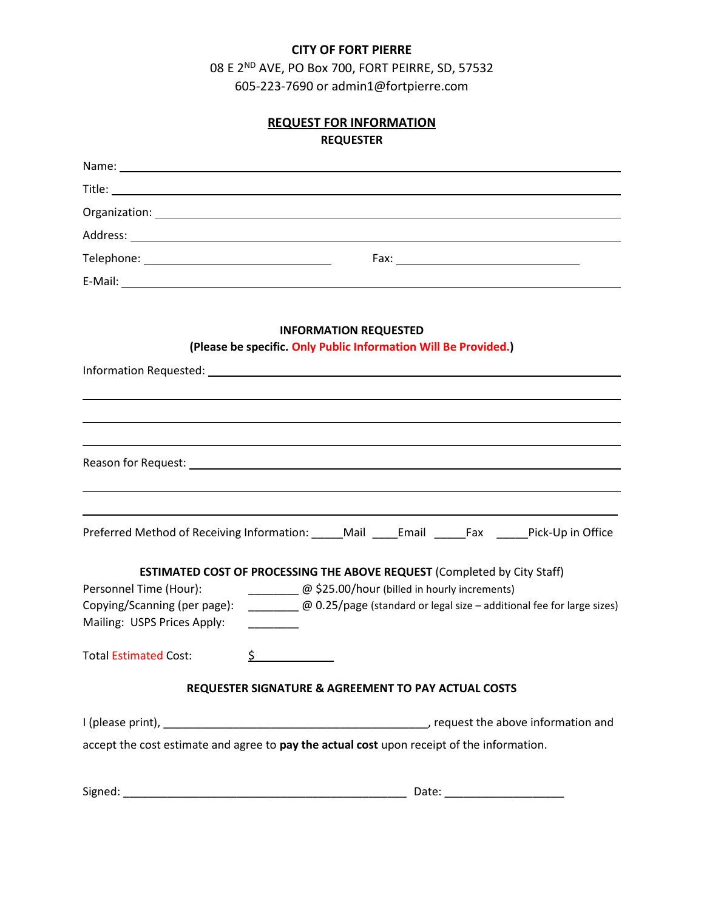**CITY OF FORT PIERRE**

08 E 2ND AVE, PO Box 700, FORT PEIRRE, SD, 57532

605-223-7690 or admin1@fortpierre.com

## REQUEST FOR INFORMATION

**REQUESTER**

Name: ______________________________________________

Title: ______________________________________________

Organization: ______________________________________________

Address: ______________________________________________

Telephone: ______________________ Fax: ______________________

E-Mail: ______________________________________________

**INFORMATION REQUESTED**

**(Please be specific. Only Public Information Will Be Provided.)**

Information Requested: ______________________________________________

______________________________________________

______________________________________________

______________________________________________

Reason for Request: ______________________________________________

______________________________________________

______________________________________________

Preferred Method of Receiving Information: _____Mail ____Email _____Fax _____Pick-Up in Office

**ESTIMATED COST OF PROCESSING THE ABOVE REQUEST** (Completed by City Staff)

Personnel Time (Hour): ________ @ $25.00/hour (billed in hourly increments)

Copying/Scanning (per page): ________ @ 0.25/page (standard or legal size – additional fee for large sizes)

Mailing: USPS Prices Apply: ________

Total Estimated Cost: $____________

**REQUESTER SIGNATURE & AGREEMENT TO PAY ACTUAL COSTS**

I (please print), ___________________________________________, request the above information and accept the cost estimate and agree to **pay the actual cost** upon receipt of the information.

Signed: _____________________________________________ Date: ___________________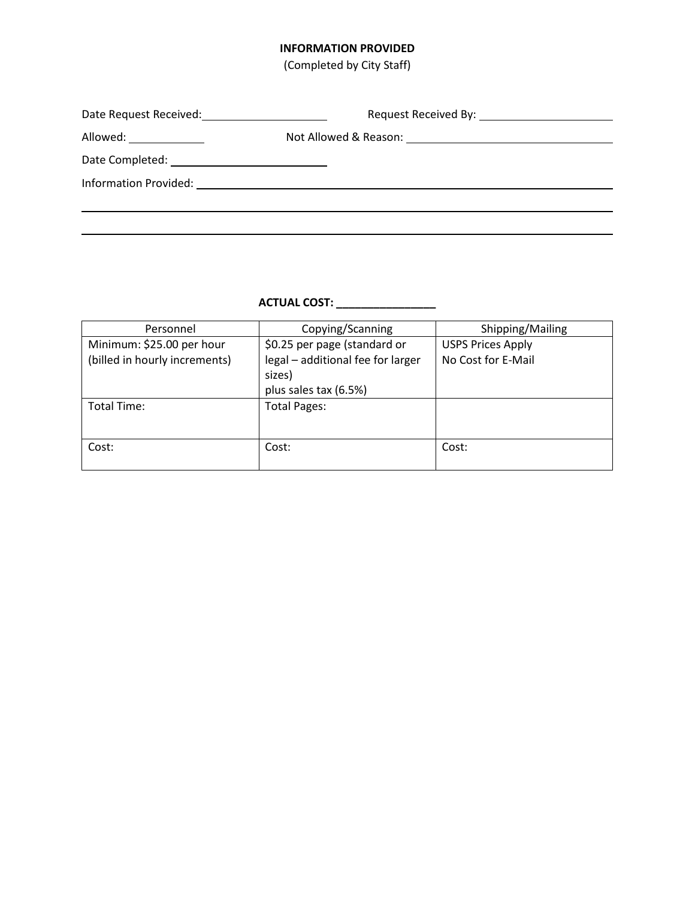**INFORMATION PROVIDED**

(Completed by City Staff)

Date Request Received: ____________________ Request Received By: ____________________

Allowed: ____________ Not Allowed & Reason: ________________________________

Date Completed: ________________________

Information Provided: ______________________________________________________________

______________________________________________________________

______________________________________________________________

**ACTUAL COST: ________________**

| Personnel | Copying/Scanning | Shipping/Mailing |
|---|---|---|
| Minimum: $25.00 per hour (billed in hourly increments) | $0.25 per page (standard or legal – additional fee for larger sizes) plus sales tax (6.5%) | USPS Prices Apply No Cost for E-Mail |
| Total Time: | Total Pages: | |
| Cost: | Cost: | Cost: |